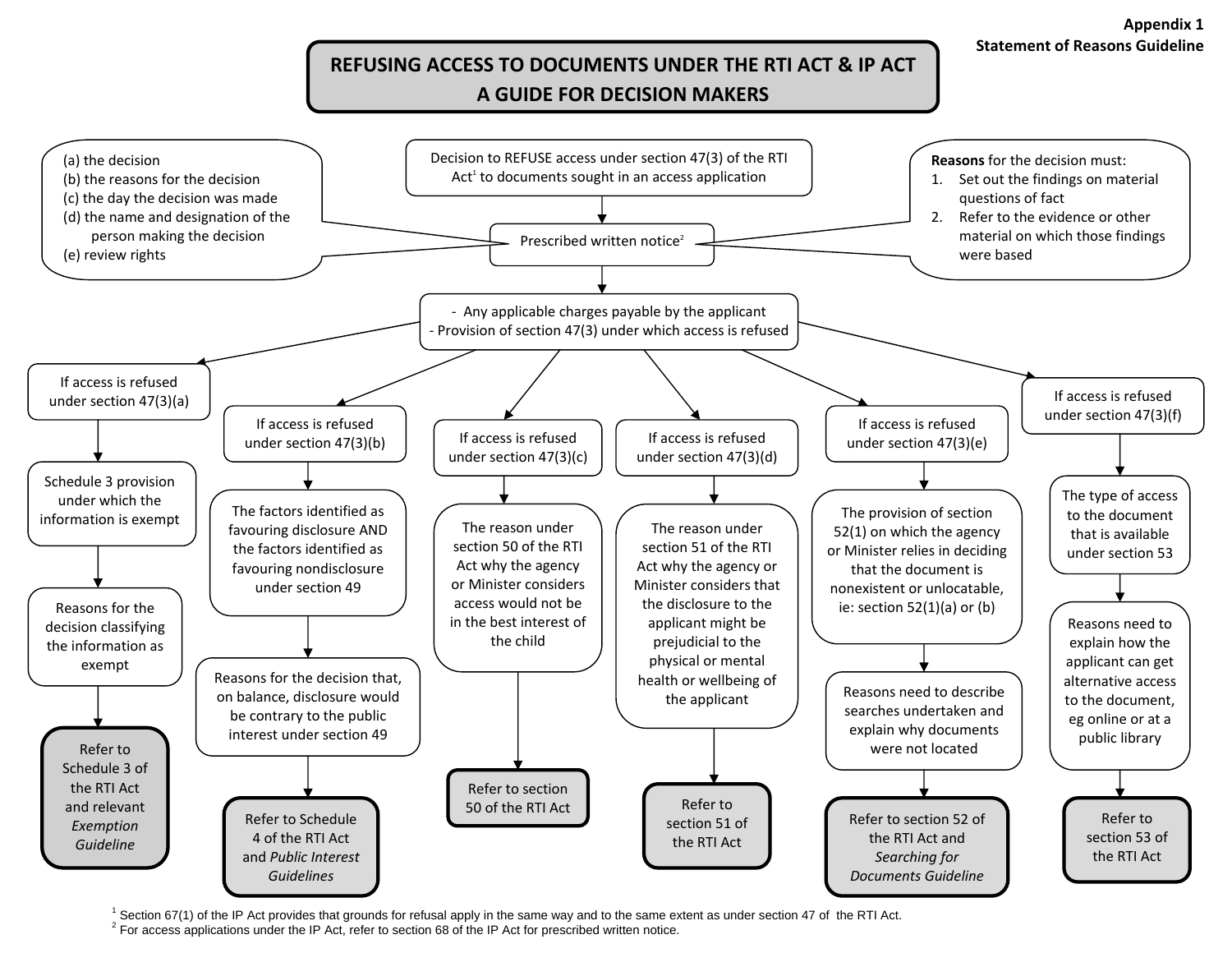**Appendix 1**
**Statement of Reasons Guideline**

# REFUSING ACCESS TO DOCUMENTS UNDER THE RTI ACT & IP ACT
# A GUIDE FOR DECISION MAKERS

Decision to REFUSE access under section 47(3) of the RTI Act[1] to documents sought in an access application

Prescribed written notice[2]

- (a) the decision
- (b) the reasons for the decision
- (c) the day the decision was made
- (d) the name and designation of the person making the decision
- (e) review rights

**Reasons** for the decision must:

1. Set out the findings on material questions of fact
2. Refer to the evidence or other material on which those findings were based

- Any applicable charges payable by the applicant
- Provision of section 47(3) under which access is refused

**If access is refused under section 47(3)(a)**

- Schedule 3 provision under which the information is exempt
- Reasons for the decision classifying the information as exempt
- Refer to Schedule 3 of the RTI Act and relevant *Exemption Guideline*

**If access is refused under section 47(3)(b)**

- The factors identified as favouring disclosure AND the factors identified as favouring nondisclosure under section 49
- Reasons for the decision that, on balance, disclosure would be contrary to the public interest under section 49
- Refer to Schedule 4 of the RTI Act and *Public Interest Guidelines*

**If access is refused under section 47(3)(c)**

- The reason under section 50 of the RTI Act why the agency or Minister considers access would not be in the best interest of the child
- Refer to section 50 of the RTI Act

**If access is refused under section 47(3)(d)**

- The reason under section 51 of the RTI Act why the agency or Minister considers that the disclosure to the applicant might be prejudicial to the physical or mental health or wellbeing of the applicant
- Refer to section 51 of the RTI Act

**If access is refused under section 47(3)(e)**

- The provision of section 52(1) on which the agency or Minister relies in deciding that the document is nonexistent or unlocatable, ie: section 52(1)(a) or (b)
- Reasons need to describe searches undertaken and explain why documents were not located
- Refer to section 52 of the RTI Act and *Searching for Documents Guideline*

**If access is refused under section 47(3)(f)**

- The type of access to the document that is available under section 53
- Reasons need to explain how the applicant can get alternative access to the document, eg online or at a public library
- Refer to section 53 of the RTI Act

---

[1] Section 67(1) of the IP Act provides that grounds for refusal apply in the same way and to the same extent as under section 47 of the RTI Act.

[2] For access applications under the IP Act, refer to section 68 of the IP Act for prescribed written notice.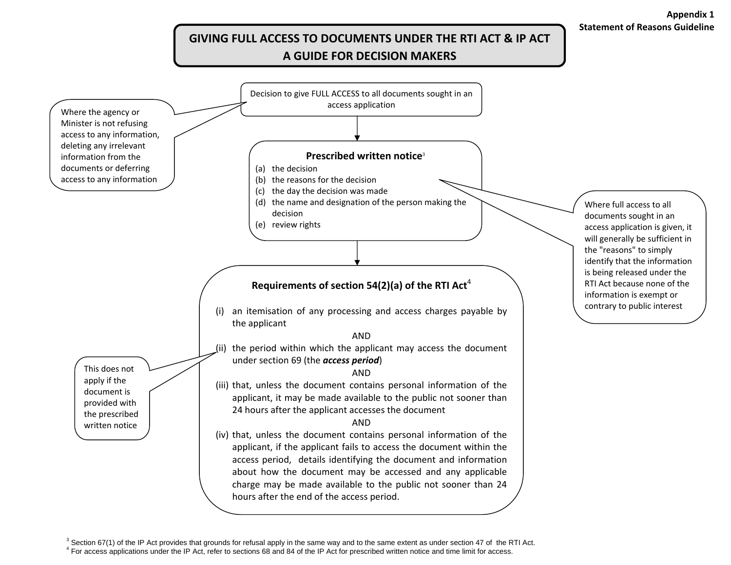Appendix 1
Statement of Reasons Guideline

# GIVING FULL ACCESS TO DOCUMENTS UNDER THE RTI ACT & IP ACT
# A GUIDE FOR DECISION MAKERS

Decision to give FULL ACCESS to all documents sought in an access application

> Where the agency or Minister is not refusing access to any information, deleting any irrelevant information from the documents or deferring access to any information

↓

**Prescribed written notice**[3]

(a) the decision
(b) the reasons for the decision
(c) the day the decision was made
(d) the name and designation of the person making the decision
(e) review rights

> Where full access to all documents sought in an access application is given, it will generally be sufficient in the "reasons" to simply identify that the information is being released under the RTI Act because none of the information is exempt or contrary to public interest

↓

**Requirements of section 54(2)(a) of the RTI Act**[4]

(i) an itemisation of any processing and access charges payable by the applicant

AND

(ii) the period within which the applicant may access the document under section 69 (the ***access period***)

> This does not apply if the document is provided with the prescribed written notice

AND

(iii) that, unless the document contains personal information of the applicant, it may be made available to the public not sooner than 24 hours after the applicant accesses the document

AND

(iv) that, unless the document contains personal information of the applicant, if the applicant fails to access the document within the access period, details identifying the document and information about how the document may be accessed and any applicable charge may be made available to the public not sooner than 24 hours after the end of the access period.

---

[3] Section 67(1) of the IP Act provides that grounds for refusal apply in the same way and to the same extent as under section 47 of the RTI Act.

[4] For access applications under the IP Act, refer to sections 68 and 84 of the IP Act for prescribed written notice and time limit for access.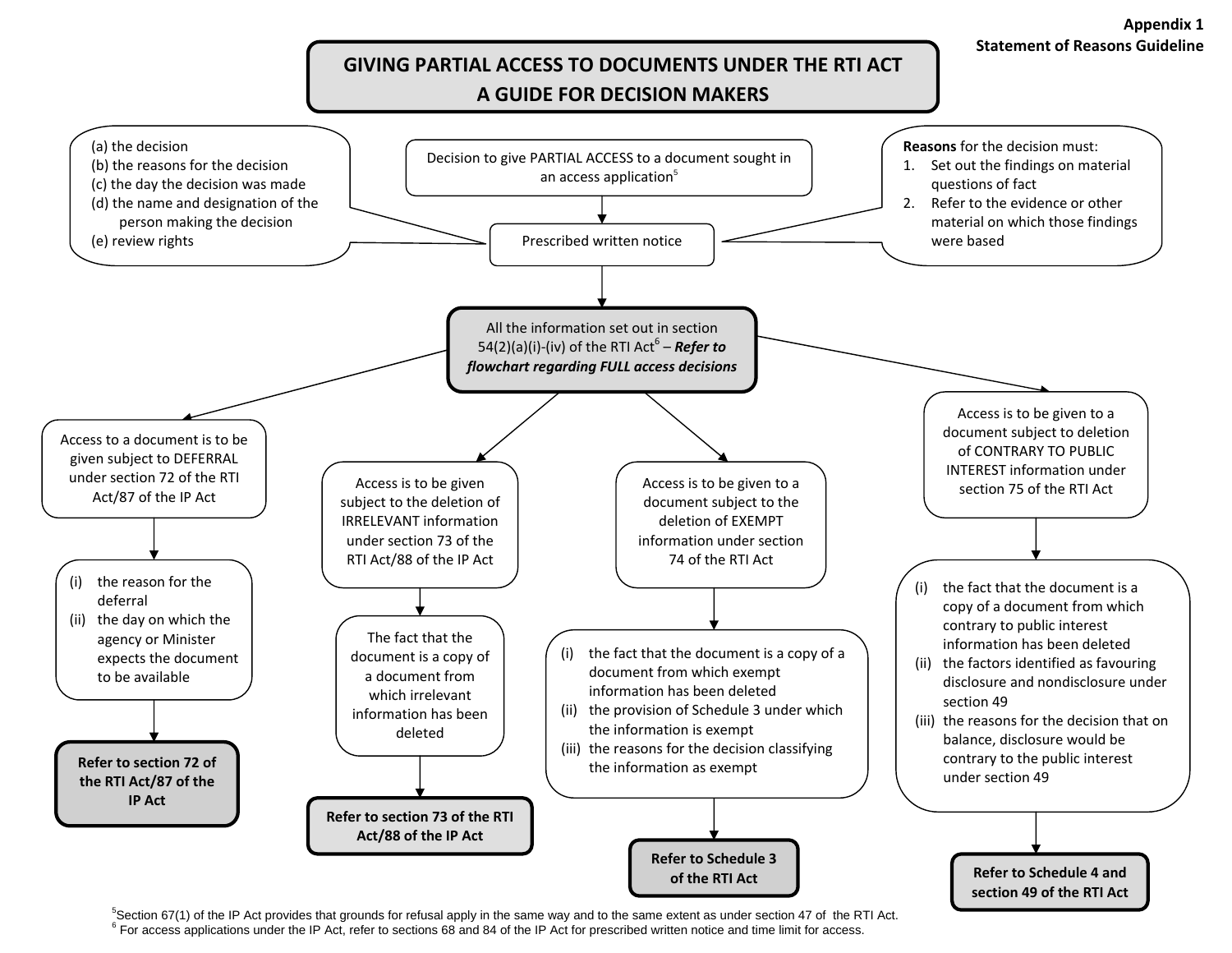**Appendix 1**
**Statement of Reasons Guideline**

# GIVING PARTIAL ACCESS TO DOCUMENTS UNDER THE RTI ACT
# A GUIDE FOR DECISION MAKERS

Decision to give PARTIAL ACCESS to a document sought in an access application[5]

Prescribed written notice

(a) the decision
(b) the reasons for the decision
(c) the day the decision was made
(d) the name and designation of the person making the decision
(e) review rights

**Reasons** for the decision must:
1. Set out the findings on material questions of fact
2. Refer to the evidence or other material on which those findings were based

**All the information set out in section 54(2)(a)(i)-(iv) of the RTI Act[6] – *Refer to flowchart regarding FULL access decisions***

Access to a document is to be given subject to DEFERRAL under section 72 of the RTI Act/87 of the IP Act

(i) the reason for the deferral
(ii) the day on which the agency or Minister expects the document to be available

**Refer to section 72 of the RTI Act/87 of the IP Act**

Access is to be given subject to the deletion of IRRELEVANT information under section 73 of the RTI Act/88 of the IP Act

The fact that the document is a copy of a document from which irrelevant information has been deleted

**Refer to section 73 of the RTI Act/88 of the IP Act**

Access is to be given to a document subject to the deletion of EXEMPT information under section 74 of the RTI Act

(i) the fact that the document is a copy of a document from which exempt information has been deleted
(ii) the provision of Schedule 3 under which the information is exempt
(iii) the reasons for the decision classifying the information as exempt

**Refer to Schedule 3 of the RTI Act**

Access is to be given to a document subject to deletion of CONTRARY TO PUBLIC INTEREST information under section 75 of the RTI Act

(i) the fact that the document is a copy of a document from which contrary to public interest information has been deleted
(ii) the factors identified as favouring disclosure and nondisclosure under section 49
(iii) the reasons for the decision that on balance, disclosure would be contrary to the public interest under section 49

**Refer to Schedule 4 and section 49 of the RTI Act**

[5]Section 67(1) of the IP Act provides that grounds for refusal apply in the same way and to the same extent as under section 47 of the RTI Act.
[6] For access applications under the IP Act, refer to sections 68 and 84 of the IP Act for prescribed written notice and time limit for access.